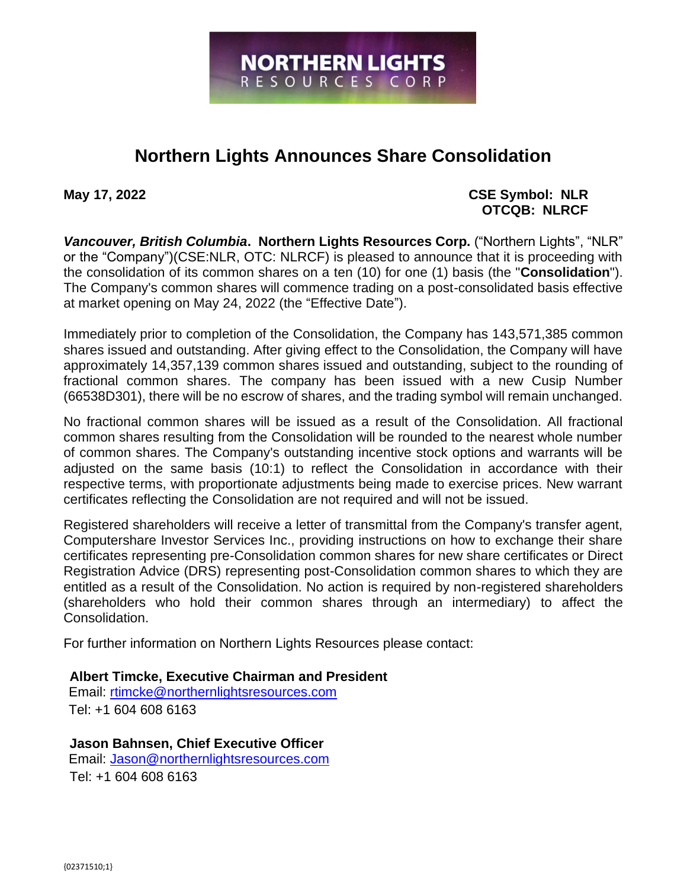# Northern Lights Announces Share Consolidation

**May 17, 2022** **CSE Symbol: NLR**
**OTCQB: NLRCF**

***Vancouver, British Columbia*. Northern Lights Resources Corp.** ("Northern Lights", "NLR" or the "Company")(CSE:NLR, OTC: NLRCF) is pleased to announce that it is proceeding with the consolidation of its common shares on a ten (10) for one (1) basis (the "**Consolidation**"). The Company's common shares will commence trading on a post-consolidated basis effective at market opening on May 24, 2022 (the "Effective Date").

Immediately prior to completion of the Consolidation, the Company has 143,571,385 common shares issued and outstanding. After giving effect to the Consolidation, the Company will have approximately 14,357,139 common shares issued and outstanding, subject to the rounding of fractional common shares. The company has been issued with a new Cusip Number (66538D301), there will be no escrow of shares, and the trading symbol will remain unchanged.

No fractional common shares will be issued as a result of the Consolidation. All fractional common shares resulting from the Consolidation will be rounded to the nearest whole number of common shares. The Company's outstanding incentive stock options and warrants will be adjusted on the same basis (10:1) to reflect the Consolidation in accordance with their respective terms, with proportionate adjustments being made to exercise prices. New warrant certificates reflecting the Consolidation are not required and will not be issued.

Registered shareholders will receive a letter of transmittal from the Company's transfer agent, Computershare Investor Services Inc., providing instructions on how to exchange their share certificates representing pre-Consolidation common shares for new share certificates or Direct Registration Advice (DRS) representing post-Consolidation common shares to which they are entitled as a result of the Consolidation. No action is required by non-registered shareholders (shareholders who hold their common shares through an intermediary) to affect the Consolidation.

For further information on Northern Lights Resources please contact:

**Albert Timcke, Executive Chairman and President**
Email: rtimcke@northernlightsresources.com
Tel: +1 604 608 6163

**Jason Bahnsen, Chief Executive Officer**
Email: Jason@northernlightsresources.com
Tel: +1 604 608 6163

{02371510;1}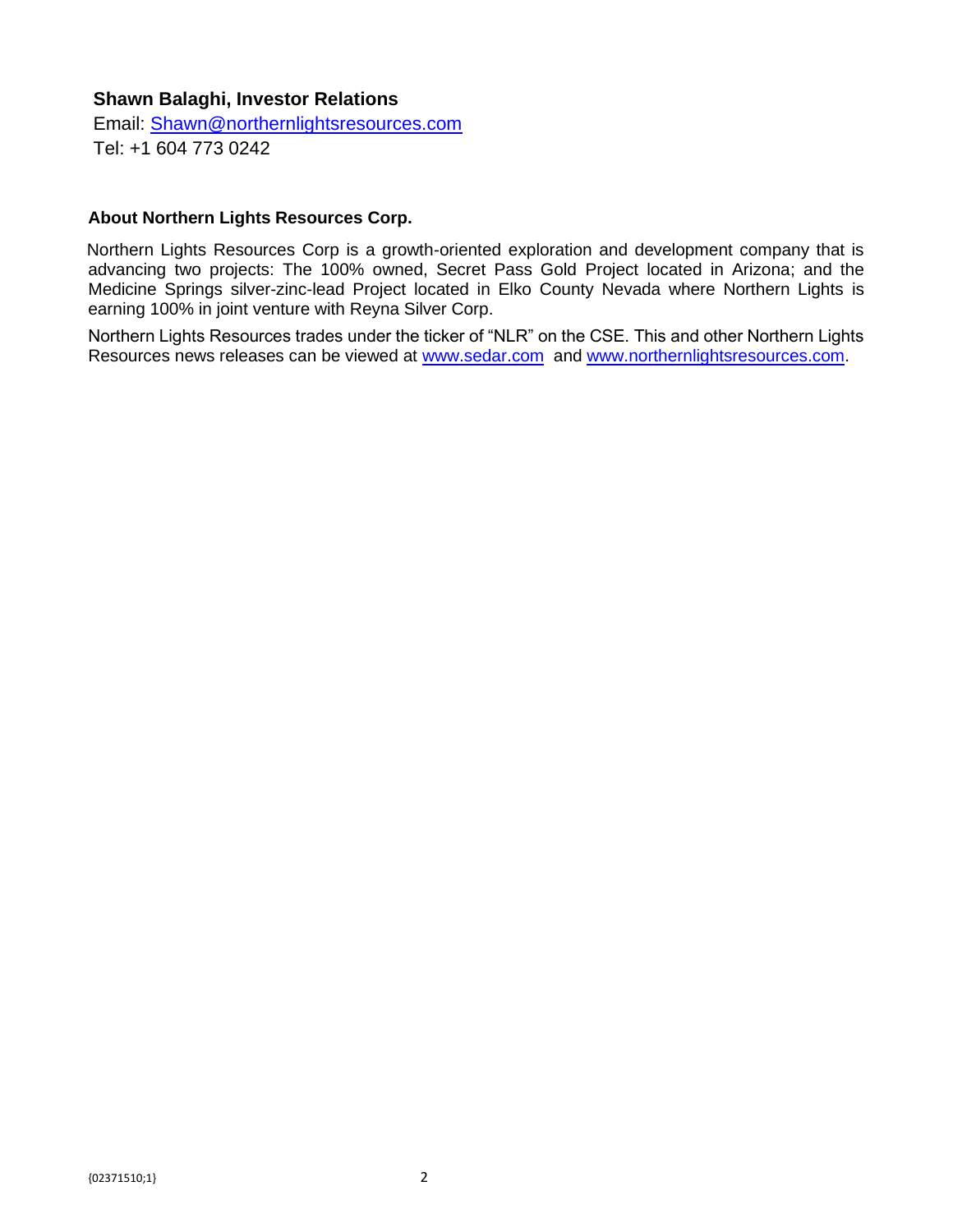**Shawn Balaghi, Investor Relations**

Email: Shawn@northernlightsresources.com

Tel: +1 604 773 0242

**About Northern Lights Resources Corp.**

Northern Lights Resources Corp is a growth-oriented exploration and development company that is advancing two projects: The 100% owned, Secret Pass Gold Project located in Arizona; and the Medicine Springs silver-zinc-lead Project located in Elko County Nevada where Northern Lights is earning 100% in joint venture with Reyna Silver Corp.

Northern Lights Resources trades under the ticker of "NLR" on the CSE. This and other Northern Lights Resources news releases can be viewed at www.sedar.com and www.northernlightsresources.com.

{02371510;1}